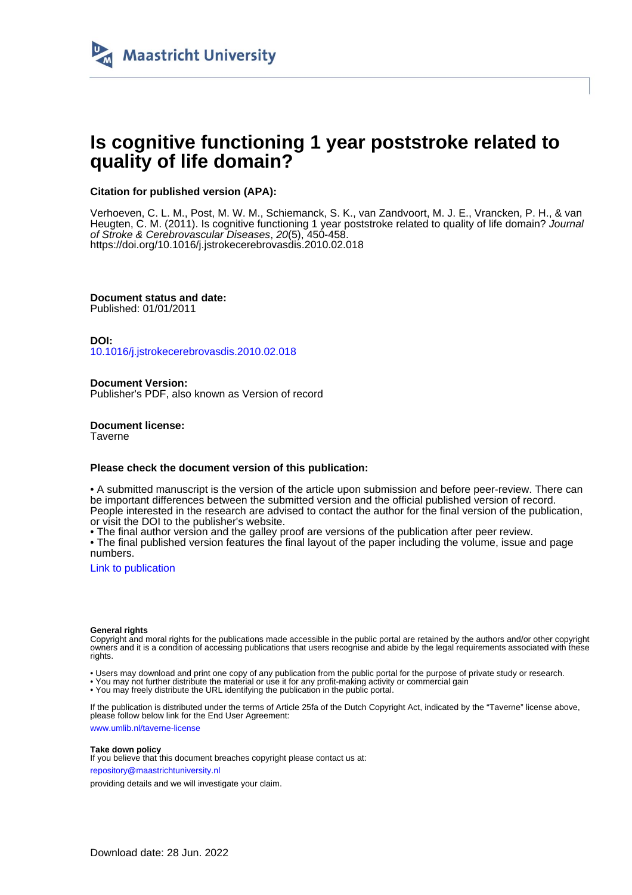Maastricht University

# Is cognitive functioning 1 year poststroke related to quality of life domain?

**Citation for published version (APA):**

Verhoeven, C. L. M., Post, M. W. M., Schiemanck, S. K., van Zandvoort, M. J. E., Vrancken, P. H., & van Heugten, C. M. (2011). Is cognitive functioning 1 year poststroke related to quality of life domain? *Journal of Stroke & Cerebrovascular Diseases*, *20*(5), 450-458. https://doi.org/10.1016/j.jstrokecerebrovasdis.2010.02.018

**Document status and date:**
Published: 01/01/2011

**DOI:**
10.1016/j.jstrokecerebrovasdis.2010.02.018

**Document Version:**
Publisher's PDF, also known as Version of record

**Document license:**
Taverne

**Please check the document version of this publication:**

• A submitted manuscript is the version of the article upon submission and before peer-review. There can be important differences between the submitted version and the official published version of record. People interested in the research are advised to contact the author for the final version of the publication, or visit the DOI to the publisher's website.
• The final author version and the galley proof are versions of the publication after peer review.
• The final published version features the final layout of the paper including the volume, issue and page numbers.

Link to publication

**General rights**
Copyright and moral rights for the publications made accessible in the public portal are retained by the authors and/or other copyright owners and it is a condition of accessing publications that users recognise and abide by the legal requirements associated with these rights.

• Users may download and print one copy of any publication from the public portal for the purpose of private study or research.
• You may not further distribute the material or use it for any profit-making activity or commercial gain
• You may freely distribute the URL identifying the publication in the public portal.

If the publication is distributed under the terms of Article 25fa of the Dutch Copyright Act, indicated by the "Taverne" license above, please follow below link for the End User Agreement:

www.umlib.nl/taverne-license

**Take down policy**
If you believe that this document breaches copyright please contact us at:
repository@maastrichtuniversity.nl
providing details and we will investigate your claim.

Download date: 28 Jun. 2022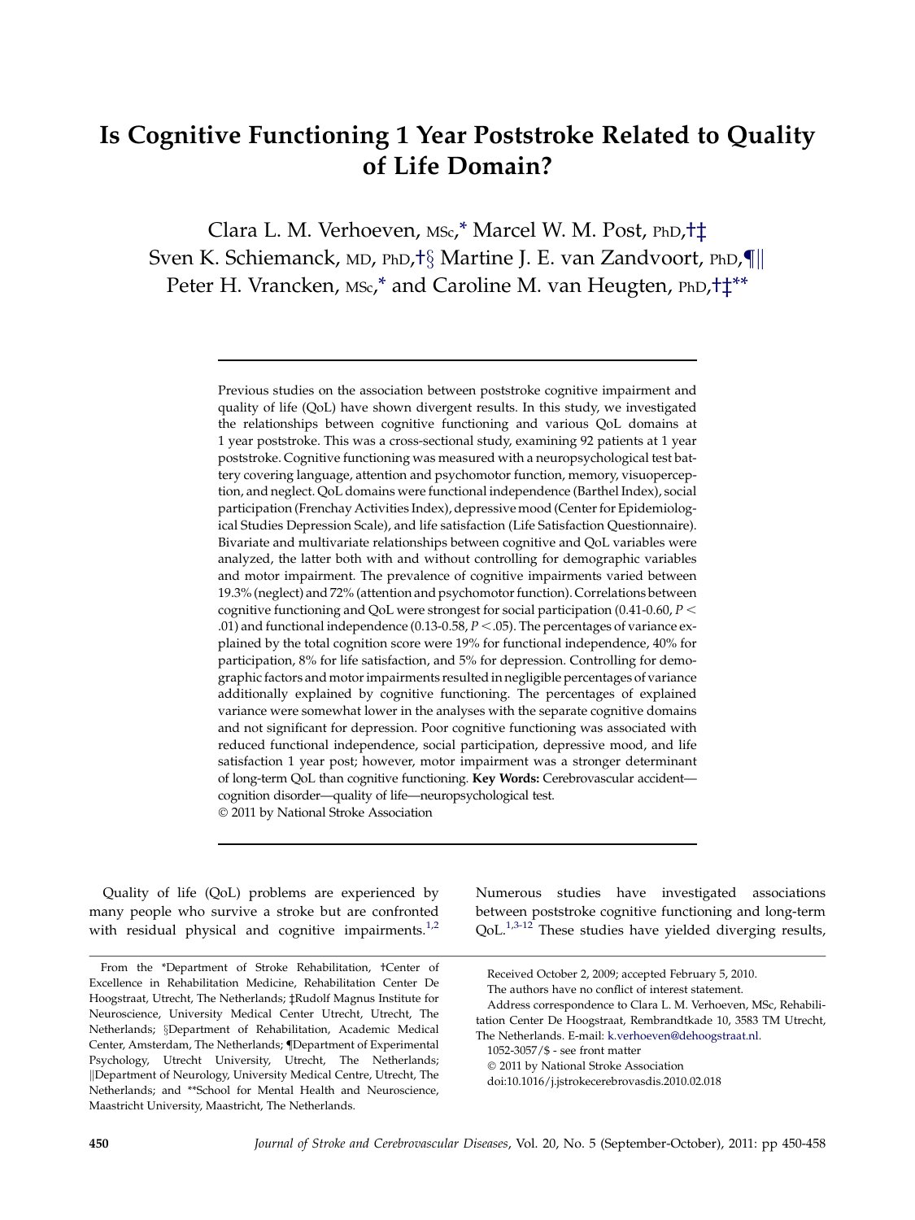# Is Cognitive Functioning 1 Year Poststroke Related to Quality of Life Domain?

Clara L. M. Verhoeven, MSc,[*] Marcel W. M. Post, PhD,[†‡] Sven K. Schiemanck, MD, PhD,[†§] Martine J. E. van Zandvoort, PhD,[¶||] Peter H. Vrancken, MSc,[*] and Caroline M. van Heugten, PhD,[†‡**]

Previous studies on the association between poststroke cognitive impairment and quality of life (QoL) have shown divergent results. In this study, we investigated the relationships between cognitive functioning and various QoL domains at 1 year poststroke. This was a cross-sectional study, examining 92 patients at 1 year poststroke. Cognitive functioning was measured with a neuropsychological test battery covering language, attention and psychomotor function, memory, visuoperception, and neglect. QoL domains were functional independence (Barthel Index), social participation (Frenchay Activities Index), depressive mood (Center for Epidemiological Studies Depression Scale), and life satisfaction (Life Satisfaction Questionnaire). Bivariate and multivariate relationships between cognitive and QoL variables were analyzed, the latter both with and without controlling for demographic variables and motor impairment. The prevalence of cognitive impairments varied between 19.3% (neglect) and 72% (attention and psychomotor function). Correlations between cognitive functioning and QoL were strongest for social participation (0.41-0.60, $P < .01$) and functional independence (0.13-0.58, $P < .05$). The percentages of variance explained by the total cognition score were 19% for functional independence, 40% for participation, 8% for life satisfaction, and 5% for depression. Controlling for demographic factors and motor impairments resulted in negligible percentages of variance additionally explained by cognitive functioning. The percentages of explained variance were somewhat lower in the analyses with the separate cognitive domains and not significant for depression. Poor cognitive functioning was associated with reduced functional independence, social participation, depressive mood, and life satisfaction 1 year post; however, motor impairment was a stronger determinant of long-term QoL than cognitive functioning. **Key Words:** Cerebrovascular accident—cognition disorder—quality of life—neuropsychological test.
© 2011 by National Stroke Association

Quality of life (QoL) problems are experienced by many people who survive a stroke but are confronted with residual physical and cognitive impairments.[1,2] Numerous studies have investigated associations between poststroke cognitive functioning and long-term QoL.[1,3-12] These studies have yielded diverging results,

From the *Department of Stroke Rehabilitation, †Center of Excellence in Rehabilitation Medicine, Rehabilitation Center De Hoogstraat, Utrecht, The Netherlands; ‡Rudolf Magnus Institute for Neuroscience, University Medical Center Utrecht, Utrecht, The Netherlands; §Department of Rehabilitation, Academic Medical Center, Amsterdam, The Netherlands; ¶Department of Experimental Psychology, Utrecht University, Utrecht, The Netherlands; ||Department of Neurology, University Medical Centre, Utrecht, The Netherlands; and **School for Mental Health and Neuroscience, Maastricht University, Maastricht, The Netherlands.

Received October 2, 2009; accepted February 5, 2010.

The authors have no conflict of interest statement.

Address correspondence to Clara L. M. Verhoeven, MSc, Rehabilitation Center De Hoogstraat, Rembrandtkade 10, 3583 TM Utrecht, The Netherlands. E-mail: k.verhoeven@dehoogstraat.nl.

1052-3057/$ - see front matter

© 2011 by National Stroke Association

doi:10.1016/j.jstrokecerebrovasdis.2010.02.018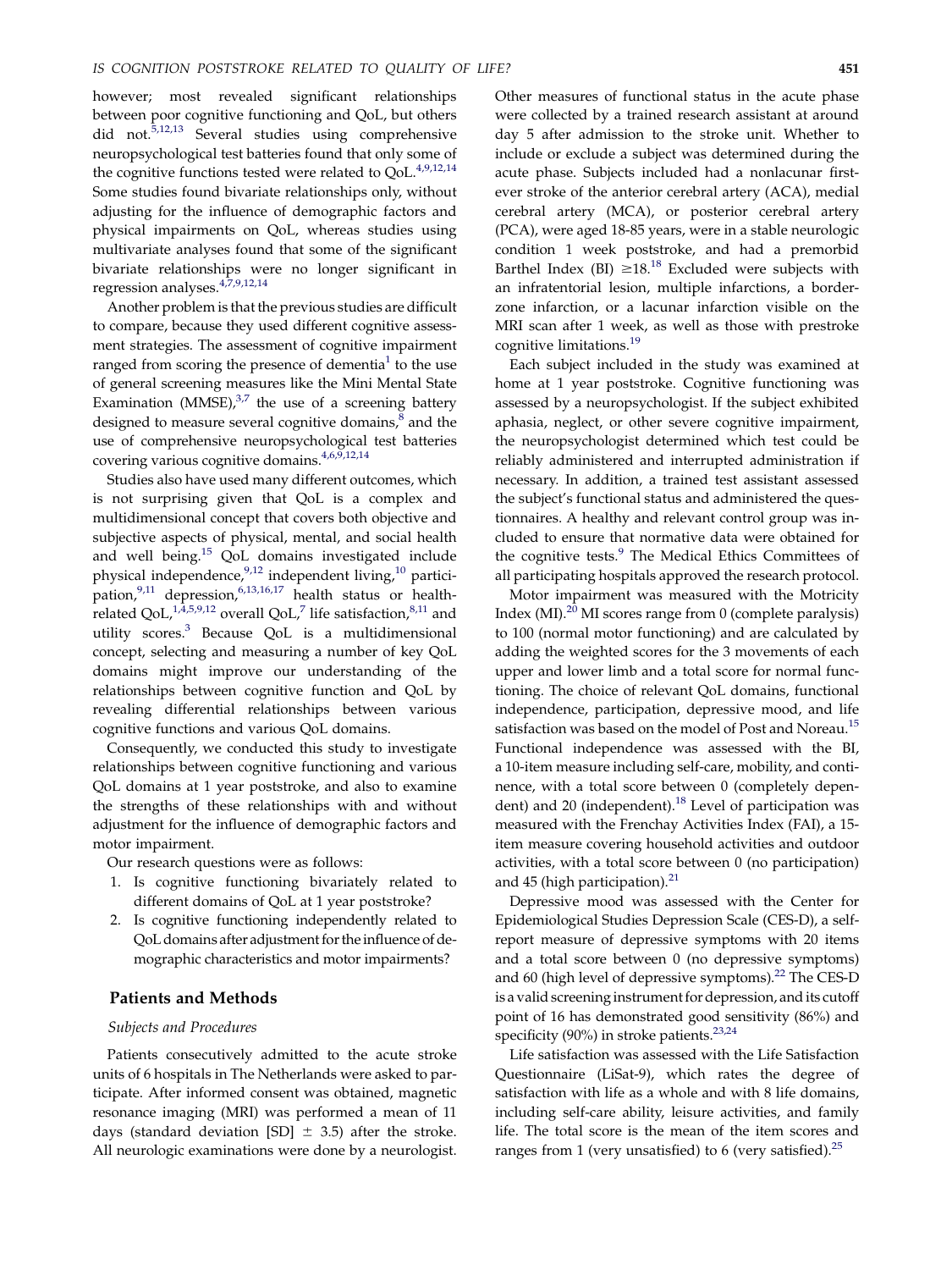however; most revealed significant relationships between poor cognitive functioning and QoL, but others did not.[5,12,13] Several studies using comprehensive neuropsychological test batteries found that only some of the cognitive functions tested were related to QoL.[4,9,12,14] Some studies found bivariate relationships only, without adjusting for the influence of demographic factors and physical impairments on QoL, whereas studies using multivariate analyses found that some of the significant bivariate relationships were no longer significant in regression analyses.[4,7,9,12,14]

Another problem is that the previous studies are difficult to compare, because they used different cognitive assessment strategies. The assessment of cognitive impairment ranged from scoring the presence of dementia[1] to the use of general screening measures like the Mini Mental State Examination (MMSE),[3,7] the use of a screening battery designed to measure several cognitive domains,[8] and the use of comprehensive neuropsychological test batteries covering various cognitive domains.[4,6,9,12,14]

Studies also have used many different outcomes, which is not surprising given that QoL is a complex and multidimensional concept that covers both objective and subjective aspects of physical, mental, and social health and well being.[15] QoL domains investigated include physical independence,[9,12] independent living,[10] participation,[9,11] depression,[6,13,16,17] health status or health-related QoL,[1,4,5,9,12] overall QoL,[7] life satisfaction,[8,11] and utility scores.[3] Because QoL is a multidimensional concept, selecting and measuring a number of key QoL domains might improve our understanding of the relationships between cognitive function and QoL by revealing differential relationships between various cognitive functions and various QoL domains.

Consequently, we conducted this study to investigate relationships between cognitive functioning and various QoL domains at 1 year poststroke, and also to examine the strengths of these relationships with and without adjustment for the influence of demographic factors and motor impairment.

Our research questions were as follows:

1. Is cognitive functioning bivariately related to different domains of QoL at 1 year poststroke?
2. Is cognitive functioning independently related to QoL domains after adjustment for the influence of demographic characteristics and motor impairments?

## Patients and Methods

### *Subjects and Procedures*

Patients consecutively admitted to the acute stroke units of 6 hospitals in The Netherlands were asked to participate. After informed consent was obtained, magnetic resonance imaging (MRI) was performed a mean of 11 days (standard deviation [SD] $\pm$ 3.5) after the stroke. All neurologic examinations were done by a neurologist. Other measures of functional status in the acute phase were collected by a trained research assistant at around day 5 after admission to the stroke unit. Whether to include or exclude a subject was determined during the acute phase. Subjects included had a nonlacunar first-ever stroke of the anterior cerebral artery (ACA), medial cerebral artery (MCA), or posterior cerebral artery (PCA), were aged 18-85 years, were in a stable neurologic condition 1 week poststroke, and had a premorbid Barthel Index (BI) $\geq$18.[18] Excluded were subjects with an infratentorial lesion, multiple infarctions, a border-zone infarction, or a lacunar infarction visible on the MRI scan after 1 week, as well as those with prestroke cognitive limitations.[19]

Each subject included in the study was examined at home at 1 year poststroke. Cognitive functioning was assessed by a neuropsychologist. If the subject exhibited aphasia, neglect, or other severe cognitive impairment, the neuropsychologist determined which test could be reliably administered and interrupted administration if necessary. In addition, a trained test assistant assessed the subject's functional status and administered the questionnaires. A healthy and relevant control group was included to ensure that normative data were obtained for the cognitive tests.[9] The Medical Ethics Committees of all participating hospitals approved the research protocol.

Motor impairment was measured with the Motricity Index (MI).[20] MI scores range from 0 (complete paralysis) to 100 (normal motor functioning) and are calculated by adding the weighted scores for the 3 movements of each upper and lower limb and a total score for normal functioning. The choice of relevant QoL domains, functional independence, participation, depressive mood, and life satisfaction was based on the model of Post and Noreau.[15] Functional independence was assessed with the BI, a 10-item measure including self-care, mobility, and continence, with a total score between 0 (completely dependent) and 20 (independent).[18] Level of participation was measured with the Frenchay Activities Index (FAI), a 15-item measure covering household activities and outdoor activities, with a total score between 0 (no participation) and 45 (high participation).[21]

Depressive mood was assessed with the Center for Epidemiological Studies Depression Scale (CES-D), a self-report measure of depressive symptoms with 20 items and a total score between 0 (no depressive symptoms) and 60 (high level of depressive symptoms).[22] The CES-D is a valid screening instrument for depression, and its cutoff point of 16 has demonstrated good sensitivity (86%) and specificity (90%) in stroke patients.[23,24]

Life satisfaction was assessed with the Life Satisfaction Questionnaire (LiSat-9), which rates the degree of satisfaction with life as a whole and with 8 life domains, including self-care ability, leisure activities, and family life. The total score is the mean of the item scores and ranges from 1 (very unsatisfied) to 6 (very satisfied).[25]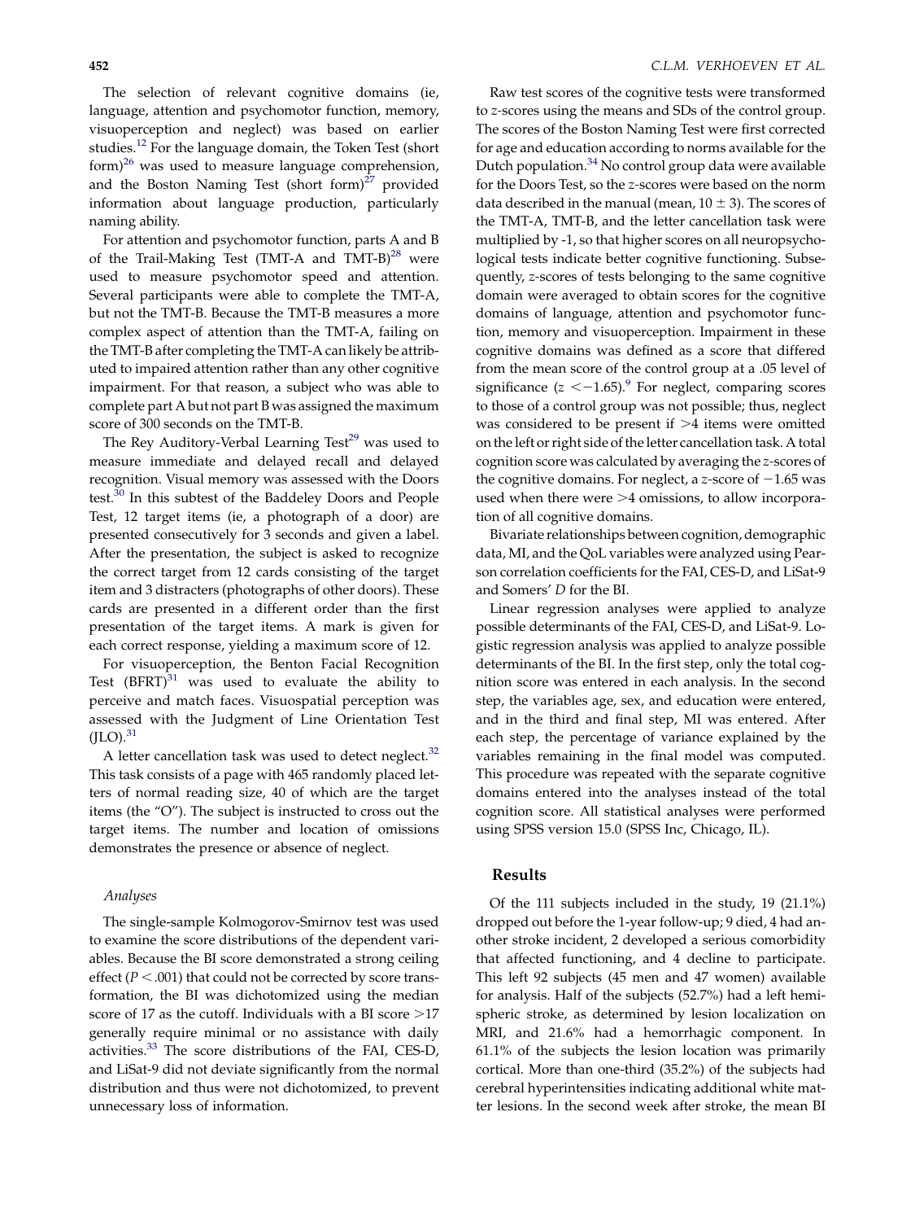The selection of relevant cognitive domains (ie, language, attention and psychomotor function, memory, visuoperception and neglect) was based on earlier studies.[12] For the language domain, the Token Test (short form)[26] was used to measure language comprehension, and the Boston Naming Test (short form)[27] provided information about language production, particularly naming ability.

For attention and psychomotor function, parts A and B of the Trail-Making Test (TMT-A and TMT-B)[28] were used to measure psychomotor speed and attention. Several participants were able to complete the TMT-A, but not the TMT-B. Because the TMT-B measures a more complex aspect of attention than the TMT-A, failing on the TMT-B after completing the TMT-A can likely be attributed to impaired attention rather than any other cognitive impairment. For that reason, a subject who was able to complete part A but not part B was assigned the maximum score of 300 seconds on the TMT-B.

The Rey Auditory-Verbal Learning Test[29] was used to measure immediate and delayed recall and delayed recognition. Visual memory was assessed with the Doors test.[30] In this subtest of the Baddeley Doors and People Test, 12 target items (ie, a photograph of a door) are presented consecutively for 3 seconds and given a label. After the presentation, the subject is asked to recognize the correct target from 12 cards consisting of the target item and 3 distracters (photographs of other doors). These cards are presented in a different order than the first presentation of the target items. A mark is given for each correct response, yielding a maximum score of 12.

For visuoperception, the Benton Facial Recognition Test (BFRT)[31] was used to evaluate the ability to perceive and match faces. Visuospatial perception was assessed with the Judgment of Line Orientation Test (JLO).[31]

A letter cancellation task was used to detect neglect.[32] This task consists of a page with 465 randomly placed letters of normal reading size, 40 of which are the target items (the "O"). The subject is instructed to cross out the target items. The number and location of omissions demonstrates the presence or absence of neglect.

### Analyses

The single-sample Kolmogorov-Smirnov test was used to examine the score distributions of the dependent variables. Because the BI score demonstrated a strong ceiling effect ($P < .001$) that could not be corrected by score transformation, the BI was dichotomized using the median score of 17 as the cutoff. Individuals with a BI score >17 generally require minimal or no assistance with daily activities.[33] The score distributions of the FAI, CES-D, and LiSat-9 did not deviate significantly from the normal distribution and thus were not dichotomized, to prevent unnecessary loss of information.

Raw test scores of the cognitive tests were transformed to *z*-scores using the means and SDs of the control group. The scores of the Boston Naming Test were first corrected for age and education according to norms available for the Dutch population.[34] No control group data were available for the Doors Test, so the *z*-scores were based on the norm data described in the manual (mean, $10 \pm 3$). The scores of the TMT-A, TMT-B, and the letter cancellation task were multiplied by -1, so that higher scores on all neuropsychological tests indicate better cognitive functioning. Subsequently, *z*-scores of tests belonging to the same cognitive domain were averaged to obtain scores for the cognitive domains of language, attention and psychomotor function, memory and visuoperception. Impairment in these cognitive domains was defined as a score that differed from the mean score of the control group at a .05 level of significance ($z < -1.65$).[9] For neglect, comparing scores to those of a control group was not possible; thus, neglect was considered to be present if >4 items were omitted on the left or right side of the letter cancellation task. A total cognition score was calculated by averaging the *z*-scores of the cognitive domains. For neglect, a *z*-score of $-1.65$ was used when there were >4 omissions, to allow incorporation of all cognitive domains.

Bivariate relationships between cognition, demographic data, MI, and the QoL variables were analyzed using Pearson correlation coefficients for the FAI, CES-D, and LiSat-9 and Somers' *D* for the BI.

Linear regression analyses were applied to analyze possible determinants of the FAI, CES-D, and LiSat-9. Logistic regression analysis was applied to analyze possible determinants of the BI. In the first step, only the total cognition score was entered in each analysis. In the second step, the variables age, sex, and education were entered, and in the third and final step, MI was entered. After each step, the percentage of variance explained by the variables remaining in the final model was computed. This procedure was repeated with the separate cognitive domains entered into the analyses instead of the total cognition score. All statistical analyses were performed using SPSS version 15.0 (SPSS Inc, Chicago, IL).

## Results

Of the 111 subjects included in the study, 19 (21.1%) dropped out before the 1-year follow-up; 9 died, 4 had another stroke incident, 2 developed a serious comorbidity that affected functioning, and 4 decline to participate. This left 92 subjects (45 men and 47 women) available for analysis. Half of the subjects (52.7%) had a left hemispheric stroke, as determined by lesion localization on MRI, and 21.6% had a hemorrhagic component. In 61.1% of the subjects the lesion location was primarily cortical. More than one-third (35.2%) of the subjects had cerebral hyperintensities indicating additional white matter lesions. In the second week after stroke, the mean BI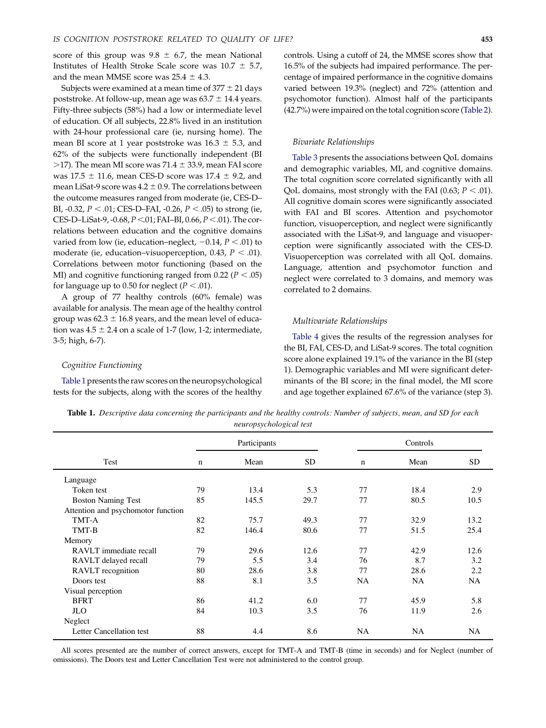score of this group was 9.8 ± 6.7, the mean National Institutes of Health Stroke Scale score was 10.7 ± 5.7, and the mean MMSE score was 25.4 ± 4.3.

Subjects were examined at a mean time of 377 ± 21 days poststroke. At follow-up, mean age was 63.7 ± 14.4 years. Fifty-three subjects (58%) had a low or intermediate level of education. Of all subjects, 22.8% lived in an institution with 24-hour professional care (ie, nursing home). The mean BI score at 1 year poststroke was 16.3 ± 5.3, and 62% of the subjects were functionally independent (BI >17). The mean MI score was 71.4 ± 33.9, mean FAI score was 17.5 ± 11.6, mean CES-D score was 17.4 ± 9.2, and mean LiSat-9 score was 4.2 ± 0.9. The correlations between the outcome measures ranged from moderate (ie, CES-D–BI, -0.32, $P < .01$; CES-D–FAI, -0.26, $P < .05$) to strong (ie, CES-D–LiSat-9, -0.68, $P < .01$; FAI–BI, 0.66, $P < .01$). The correlations between education and the cognitive domains varied from low (ie, education–neglect, −0.14, $P < .01$) to moderate (ie, education–visuoperception, 0.43, $P < .01$). Correlations between motor functioning (based on the MI) and cognitive functioning ranged from 0.22 ($P < .05$) for language up to 0.50 for neglect ($P < .01$).

A group of 77 healthy controls (60% female) was available for analysis. The mean age of the healthy control group was 62.3 ± 16.8 years, and the mean level of education was 4.5 ± 2.4 on a scale of 1-7 (low, 1-2; intermediate, 3-5; high, 6-7).

### Cognitive Functioning

Table 1 presents the raw scores on the neuropsychological tests for the subjects, along with the scores of the healthy controls. Using a cutoff of 24, the MMSE scores show that 16.5% of the subjects had impaired performance. The percentage of impaired performance in the cognitive domains varied between 19.3% (neglect) and 72% (attention and psychomotor function). Almost half of the participants (42.7%) were impaired on the total cognition score (Table 2).

### Bivariate Relationships

Table 3 presents the associations between QoL domains and demographic variables, MI, and cognitive domains. The total cognition score correlated significantly with all QoL domains, most strongly with the FAI (0.63; $P < .01$). All cognitive domain scores were significantly associated with FAI and BI scores. Attention and psychomotor function, visuoperception, and neglect were significantly associated with the LiSat-9, and language and visuoperception were significantly associated with the CES-D. Visuoperception was correlated with all QoL domains. Language, attention and psychomotor function and neglect were correlated to 3 domains, and memory was correlated to 2 domains.

### Multivariate Relationships

Table 4 gives the results of the regression analyses for the BI, FAI, CES-D, and LiSat-9 scores. The total cognition score alone explained 19.1% of the variance in the BI (step 1). Demographic variables and MI were significant determinants of the BI score; in the final model, the MI score and age together explained 67.6% of the variance (step 3).

**Table 1.** *Descriptive data concerning the participants and the healthy controls: Number of subjects, mean, and SD for each neuropsychological test*

| Test | Participants | | | Controls | | |
|---|---|---|---|---|---|---|
| | n | Mean | SD | n | Mean | SD |
| Language | | | | | | |
| Token test | 79 | 13.4 | 5.3 | 77 | 18.4 | 2.9 |
| Boston Naming Test | 85 | 145.5 | 29.7 | 77 | 80.5 | 10.5 |
| Attention and psychomotor function | | | | | | |
| TMT-A | 82 | 75.7 | 49.3 | 77 | 32.9 | 13.2 |
| TMT-B | 82 | 146.4 | 80.6 | 77 | 51.5 | 25.4 |
| Memory | | | | | | |
| RAVLT immediate recall | 79 | 29.6 | 12.6 | 77 | 42.9 | 12.6 |
| RAVLT delayed recall | 79 | 5.5 | 3.4 | 76 | 8.7 | 3.2 |
| RAVLT recognition | 80 | 28.6 | 3.8 | 77 | 28.6 | 2.2 |
| Doors test | 88 | 8.1 | 3.5 | NA | NA | NA |
| Visual perception | | | | | | |
| BFRT | 86 | 41.2 | 6.0 | 77 | 45.9 | 5.8 |
| JLO | 84 | 10.3 | 3.5 | 76 | 11.9 | 2.6 |
| Neglect | | | | | | |
| Letter Cancellation test | 88 | 4.4 | 8.6 | NA | NA | NA |

All scores presented are the number of correct answers, except for TMT-A and TMT-B (time in seconds) and for Neglect (number of omissions). The Doors test and Letter Cancellation Test were not administered to the control group.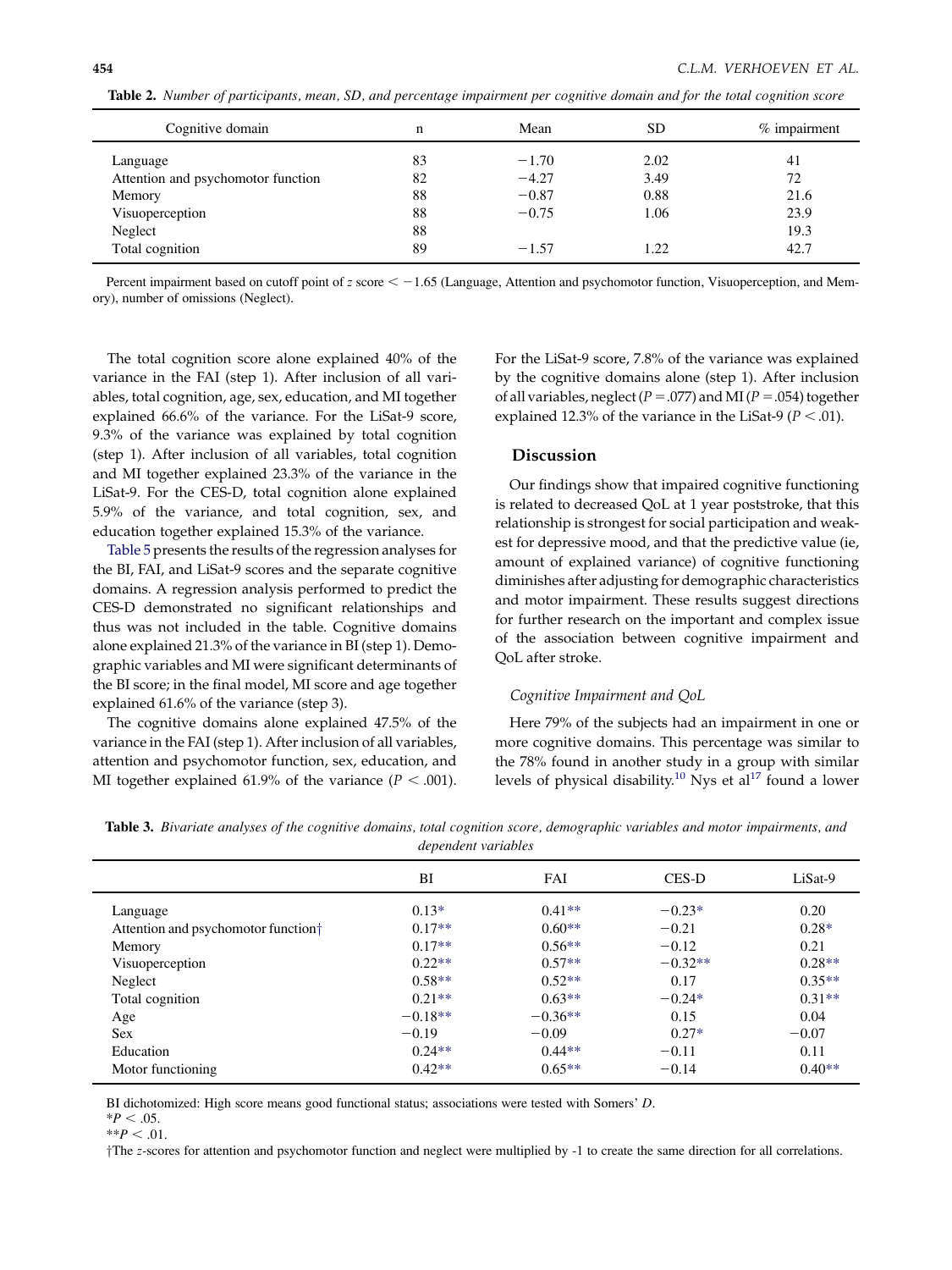**Table 2.** *Number of participants, mean, SD, and percentage impairment per cognitive domain and for the total cognition score*

| Cognitive domain | n | Mean | SD | % impairment |
|---|---|---|---|---|
| Language | 83 | −1.70 | 2.02 | 41 |
| Attention and psychomotor function | 82 | −4.27 | 3.49 | 72 |
| Memory | 88 | −0.87 | 0.88 | 21.6 |
| Visuoperception | 88 | −0.75 | 1.06 | 23.9 |
| Neglect | 88 | | | 19.3 |
| Total cognition | 89 | −1.57 | 1.22 | 42.7 |

Percent impairment based on cutoff point of $z$ score $< -1.65$ (Language, Attention and psychomotor function, Visuoperception, and Memory), number of omissions (Neglect).

The total cognition score alone explained 40% of the variance in the FAI (step 1). After inclusion of all variables, total cognition, age, sex, education, and MI together explained 66.6% of the variance. For the LiSat-9 score, 9.3% of the variance was explained by total cognition (step 1). After inclusion of all variables, total cognition and MI together explained 23.3% of the variance in the LiSat-9. For the CES-D, total cognition alone explained 5.9% of the variance, and total cognition, sex, and education together explained 15.3% of the variance.

Table 5 presents the results of the regression analyses for the BI, FAI, and LiSat-9 scores and the separate cognitive domains. A regression analysis performed to predict the CES-D demonstrated no significant relationships and thus was not included in the table. Cognitive domains alone explained 21.3% of the variance in BI (step 1). Demographic variables and MI were significant determinants of the BI score; in the final model, MI score and age together explained 61.6% of the variance (step 3).

The cognitive domains alone explained 47.5% of the variance in the FAI (step 1). After inclusion of all variables, attention and psychomotor function, sex, education, and MI together explained 61.9% of the variance ($P < .001$). For the LiSat-9 score, 7.8% of the variance was explained by the cognitive domains alone (step 1). After inclusion of all variables, neglect ($P = .077$) and MI ($P = .054$) together explained 12.3% of the variance in the LiSat-9 ($P < .01$).

## Discussion

Our findings show that impaired cognitive functioning is related to decreased QoL at 1 year poststroke, that this relationship is strongest for social participation and weakest for depressive mood, and that the predictive value (ie, amount of explained variance) of cognitive functioning diminishes after adjusting for demographic characteristics and motor impairment. These results suggest directions for further research on the important and complex issue of the association between cognitive impairment and QoL after stroke.

### *Cognitive Impairment and QoL*

Here 79% of the subjects had an impairment in one or more cognitive domains. This percentage was similar to the 78% found in another study in a group with similar levels of physical disability.[10] Nys et al[17] found a lower

**Table 3.** *Bivariate analyses of the cognitive domains, total cognition score, demographic variables and motor impairments, and dependent variables*

| | BI | FAI | CES-D | LiSat-9 |
|---|---|---|---|---|
| Language | 0.13* | 0.41** | −0.23* | 0.20 |
| Attention and psychomotor function† | 0.17** | 0.60** | −0.21 | 0.28* |
| Memory | 0.17** | 0.56** | −0.12 | 0.21 |
| Visuoperception | 0.22** | 0.57** | −0.32** | 0.28** |
| Neglect | 0.58** | 0.52** | 0.17 | 0.35** |
| Total cognition | 0.21** | 0.63** | −0.24* | 0.31** |
| Age | −0.18** | −0.36** | 0.15 | 0.04 |
| Sex | −0.19 | −0.09 | 0.27* | −0.07 |
| Education | 0.24** | 0.44** | −0.11 | 0.11 |
| Motor functioning | 0.42** | 0.65** | −0.14 | 0.40** |

BI dichotomized: High score means good functional status; associations were tested with Somers' $D$.

*$P < .05$.

**$P < .01$.

†The $z$-scores for attention and psychomotor function and neglect were multiplied by -1 to create the same direction for all correlations.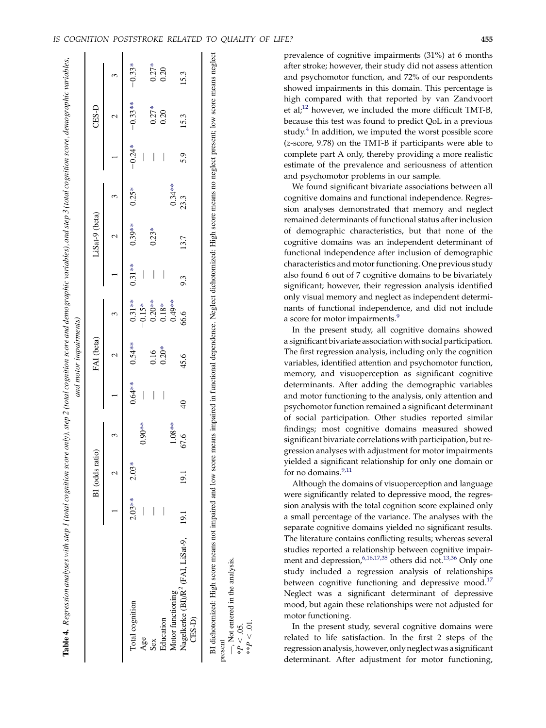**Table 4.** *Regression analyses with step 1 (total cognition score only), step 2 (total cognition score and demographic variables), and step 3 (total cognition score, demographic variables, and motor impairments)*

| | BI (odds ratio) | | | FAI (beta) | | | LiSat-9 (beta) | | | CES-D | | |
|---|---|---|---|---|---|---|---|---|---|---|---|---|
| | 1 | 2 | 3 | 1 | 2 | 3 | 1 | 2 | 3 | 1 | 2 | 3 |
| Total cognition | 2.03** | 2.03* | | 0.64** | 0.54** | 0.31** | 0.31** | 0.39** | 0.25* | −0.24* | −0.33** | −0.33* |
| Age | — | | | — | | −0.15* | — | | | — | | |
| Sex | — | | 0.90** | — | 0.16 | 0.20** | — | 0.23* | | — | 0.27* | 0.27* |
| Education | — | | | — | 0.20* | 0.18* | — | | | — | 0.20 | 0.20 |
| Motor functioning | — | — | 1.08** | — | — | 0.49** | — | — | 0.34** | — | — | |
| Nagelkerke (BI)/$R^2$ (FAI, LiSat-9, CES-D) | 19.1 | 19.1 | 67.6 | 40 | 45.6 | 66.6 | 9.3 | 13.7 | 23.3 | 5.9 | 15.3 | 15.3 |

BI dichotomized: High score means not impaired and low score means impaired in functional dependence. Neglect dichotomized: High score means no neglect present; low score means neglect present

—, Not entered in the analysis.

*$P < .05$.

**$P < .01$.

prevalence of cognitive impairments (31%) at 6 months after stroke; however, their study did not assess attention and psychomotor function, and 72% of our respondents showed impairments in this domain. This percentage is high compared with that reported by van Zandvoort et al;[12] however, we included the more difficult TMT-B, because this test was found to predict QoL in a previous study.[4] In addition, we imputed the worst possible score (*z*-score, 9.78) on the TMT-B if participants were able to complete part A only, thereby providing a more realistic estimate of the prevalence and seriousness of attention and psychomotor problems in our sample.

We found significant bivariate associations between all cognitive domains and functional independence. Regression analyses demonstrated that memory and neglect remained determinants of functional status after inclusion of demographic characteristics, but that none of the cognitive domains was an independent determinant of functional independence after inclusion of demographic characteristics and motor functioning. One previous study also found 6 out of 7 cognitive domains to be bivariately significant; however, their regression analysis identified only visual memory and neglect as independent determinants of functional independence, and did not include a score for motor impairments.[9]

In the present study, all cognitive domains showed a significant bivariate association with social participation. The first regression analysis, including only the cognition variables, identified attention and psychomotor function, memory, and visuoperception as significant cognitive determinants. After adding the demographic variables and motor functioning to the analysis, only attention and psychomotor function remained a significant determinant of social participation. Other studies reported similar findings; most cognitive domains measured showed significant bivariate correlations with participation, but regression analyses with adjustment for motor impairments yielded a significant relationship for only one domain or for no domains.[9,11]

Although the domains of visuoperception and language were significantly related to depressive mood, the regression analysis with the total cognition score explained only a small percentage of the variance. The analyses with the separate cognitive domains yielded no significant results. The literature contains conflicting results; whereas several studies reported a relationship between cognitive impairment and depression,[6,16,17,35] others did not.[13,36] Only one study included a regression analysis of relationships between cognitive functioning and depressive mood.[17] Neglect was a significant determinant of depressive mood, but again these relationships were not adjusted for motor functioning.

In the present study, several cognitive domains were related to life satisfaction. In the first 2 steps of the regression analysis, however, only neglect was a significant determinant. After adjustment for motor functioning,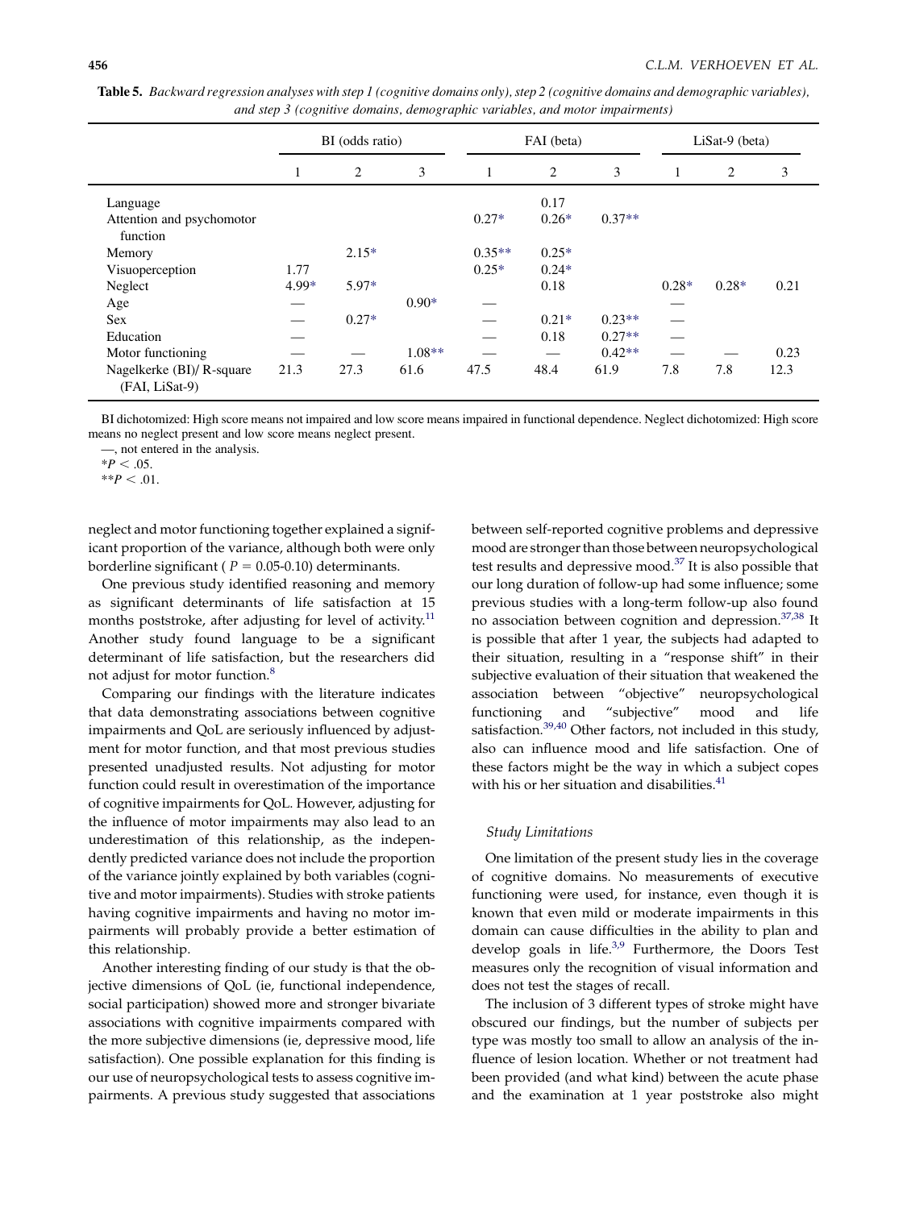**Table 5.** *Backward regression analyses with step 1 (cognitive domains only), step 2 (cognitive domains and demographic variables), and step 3 (cognitive domains, demographic variables, and motor impairments)*

| | BI (odds ratio) | | | FAI (beta) | | | LiSat-9 (beta) | | |
|---|---|---|---|---|---|---|---|---|---|
| | 1 | 2 | 3 | 1 | 2 | 3 | 1 | 2 | 3 |
| Language | | | | | 0.17 | | | | |
| Attention and psychomotor function | | | | 0.27* | 0.26* | 0.37** | | | |
| Memory | | 2.15* | | 0.35** | 0.25* | | | | |
| Visuoperception | 1.77 | | | 0.25* | 0.24* | | | | |
| Neglect | 4.99* | 5.97* | | | 0.18 | | 0.28* | 0.28* | 0.21 |
| Age | — | | 0.90* | — | | | — | | |
| Sex | — | 0.27* | | — | 0.21* | 0.23** | — | | |
| Education | — | | | — | 0.18 | 0.27** | — | | |
| Motor functioning | — | — | 1.08** | — | — | 0.42** | — | — | 0.23 |
| Nagelkerke (BI)/ R-square (FAI, LiSat-9) | 21.3 | 27.3 | 61.6 | 47.5 | 48.4 | 61.9 | 7.8 | 7.8 | 12.3 |

BI dichotomized: High score means not impaired and low score means impaired in functional dependence. Neglect dichotomized: High score means no neglect present and low score means neglect present.

—, not entered in the analysis.

$^{*}P < .05$.

$^{**}P < .01$.

neglect and motor functioning together explained a significant proportion of the variance, although both were only borderline significant ( $P = 0.05$-$0.10$) determinants.

One previous study identified reasoning and memory as significant determinants of life satisfaction at 15 months poststroke, after adjusting for level of activity.[11] Another study found language to be a significant determinant of life satisfaction, but the researchers did not adjust for motor function.[8]

Comparing our findings with the literature indicates that data demonstrating associations between cognitive impairments and QoL are seriously influenced by adjustment for motor function, and that most previous studies presented unadjusted results. Not adjusting for motor function could result in overestimation of the importance of cognitive impairments for QoL. However, adjusting for the influence of motor impairments may also lead to an underestimation of this relationship, as the independently predicted variance does not include the proportion of the variance jointly explained by both variables (cognitive and motor impairments). Studies with stroke patients having cognitive impairments and having no motor impairments will probably provide a better estimation of this relationship.

Another interesting finding of our study is that the objective dimensions of QoL (ie, functional independence, social participation) showed more and stronger bivariate associations with cognitive impairments compared with the more subjective dimensions (ie, depressive mood, life satisfaction). One possible explanation for this finding is our use of neuropsychological tests to assess cognitive impairments. A previous study suggested that associations between self-reported cognitive problems and depressive mood are stronger than those between neuropsychological test results and depressive mood.[37] It is also possible that our long duration of follow-up had some influence; some previous studies with a long-term follow-up also found no association between cognition and depression.[37,38] It is possible that after 1 year, the subjects had adapted to their situation, resulting in a "response shift" in their subjective evaluation of their situation that weakened the association between "objective" neuropsychological functioning and "subjective" mood and life satisfaction.[39,40] Other factors, not included in this study, also can influence mood and life satisfaction. One of these factors might be the way in which a subject copes with his or her situation and disabilities.[41]

### *Study Limitations*

One limitation of the present study lies in the coverage of cognitive domains. No measurements of executive functioning were used, for instance, even though it is known that even mild or moderate impairments in this domain can cause difficulties in the ability to plan and develop goals in life.[3,9] Furthermore, the Doors Test measures only the recognition of visual information and does not test the stages of recall.

The inclusion of 3 different types of stroke might have obscured our findings, but the number of subjects per type was mostly too small to allow an analysis of the influence of lesion location. Whether or not treatment had been provided (and what kind) between the acute phase and the examination at 1 year poststroke also might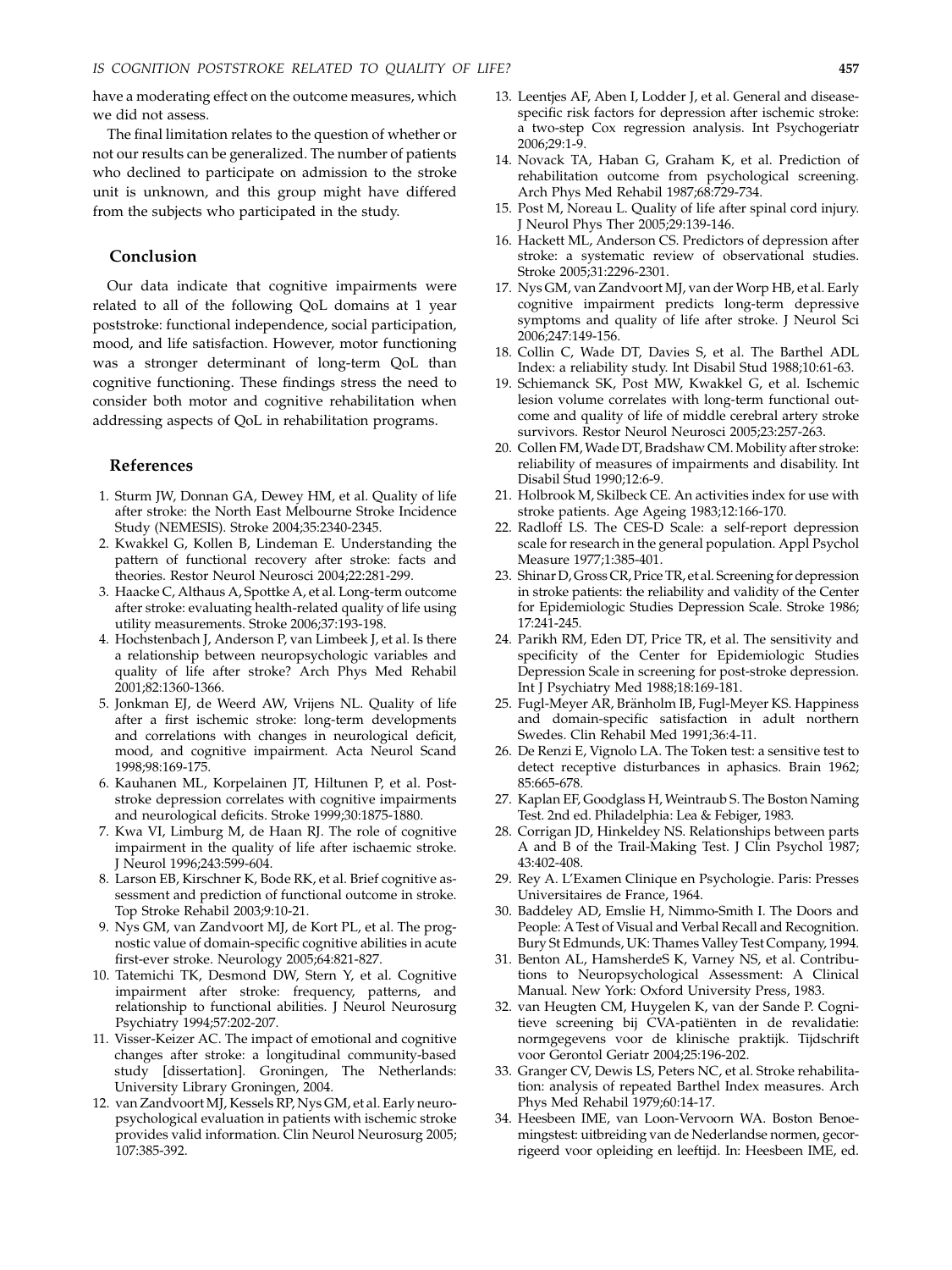have a moderating effect on the outcome measures, which we did not assess.

The final limitation relates to the question of whether or not our results can be generalized. The number of patients who declined to participate on admission to the stroke unit is unknown, and this group might have differed from the subjects who participated in the study.

## Conclusion

Our data indicate that cognitive impairments were related to all of the following QoL domains at 1 year poststroke: functional independence, social participation, mood, and life satisfaction. However, motor functioning was a stronger determinant of long-term QoL than cognitive functioning. These findings stress the need to consider both motor and cognitive rehabilitation when addressing aspects of QoL in rehabilitation programs.

## References

1. Sturm JW, Donnan GA, Dewey HM, et al. Quality of life after stroke: the North East Melbourne Stroke Incidence Study (NEMESIS). Stroke 2004;35:2340-2345.
2. Kwakkel G, Kollen B, Lindeman E. Understanding the pattern of functional recovery after stroke: facts and theories. Restor Neurol Neurosci 2004;22:281-299.
3. Haacke C, Althaus A, Spottke A, et al. Long-term outcome after stroke: evaluating health-related quality of life using utility measurements. Stroke 2006;37:193-198.
4. Hochstenbach J, Anderson P, van Limbeek J, et al. Is there a relationship between neuropsychologic variables and quality of life after stroke? Arch Phys Med Rehabil 2001;82:1360-1366.
5. Jonkman EJ, de Weerd AW, Vrijens NL. Quality of life after a first ischemic stroke: long-term developments and correlations with changes in neurological deficit, mood, and cognitive impairment. Acta Neurol Scand 1998;98:169-175.
6. Kauhanen ML, Korpelainen JT, Hiltunen P, et al. Poststroke depression correlates with cognitive impairments and neurological deficits. Stroke 1999;30:1875-1880.
7. Kwa VI, Limburg M, de Haan RJ. The role of cognitive impairment in the quality of life after ischaemic stroke. J Neurol 1996;243:599-604.
8. Larson EB, Kirschner K, Bode RK, et al. Brief cognitive assessment and prediction of functional outcome in stroke. Top Stroke Rehabil 2003;9:10-21.
9. Nys GM, van Zandvoort MJ, de Kort PL, et al. The prognostic value of domain-specific cognitive abilities in acute first-ever stroke. Neurology 2005;64:821-827.
10. Tatemichi TK, Desmond DW, Stern Y, et al. Cognitive impairment after stroke: frequency, patterns, and relationship to functional abilities. J Neurol Neurosurg Psychiatry 1994;57:202-207.
11. Visser-Keizer AC. The impact of emotional and cognitive changes after stroke: a longitudinal community-based study [dissertation]. Groningen, The Netherlands: University Library Groningen, 2004.
12. van Zandvoort MJ, Kessels RP, Nys GM, et al. Early neuropsychological evaluation in patients with ischemic stroke provides valid information. Clin Neurol Neurosurg 2005; 107:385-392.
13. Leentjes AF, Aben I, Lodder J, et al. General and disease-specific risk factors for depression after ischemic stroke: a two-step Cox regression analysis. Int Psychogeriatr 2006;29:1-9.
14. Novack TA, Haban G, Graham K, et al. Prediction of rehabilitation outcome from psychological screening. Arch Phys Med Rehabil 1987;68:729-734.
15. Post M, Noreau L. Quality of life after spinal cord injury. J Neurol Phys Ther 2005;29:139-146.
16. Hackett ML, Anderson CS. Predictors of depression after stroke: a systematic review of observational studies. Stroke 2005;31:2296-2301.
17. Nys GM, van Zandvoort MJ, van der Worp HB, et al. Early cognitive impairment predicts long-term depressive symptoms and quality of life after stroke. J Neurol Sci 2006;247:149-156.
18. Collin C, Wade DT, Davies S, et al. The Barthel ADL Index: a reliability study. Int Disabil Stud 1988;10:61-63.
19. Schiemanck SK, Post MW, Kwakkel G, et al. Ischemic lesion volume correlates with long-term functional outcome and quality of life of middle cerebral artery stroke survivors. Restor Neurol Neurosci 2005;23:257-263.
20. Collen FM, Wade DT, Bradshaw CM. Mobility after stroke: reliability of measures of impairments and disability. Int Disabil Stud 1990;12:6-9.
21. Holbrook M, Skilbeck CE. An activities index for use with stroke patients. Age Ageing 1983;12:166-170.
22. Radloff LS. The CES-D Scale: a self-report depression scale for research in the general population. Appl Psychol Measure 1977;1:385-401.
23. Shinar D, Gross CR, Price TR, et al. Screening for depression in stroke patients: the reliability and validity of the Center for Epidemiologic Studies Depression Scale. Stroke 1986; 17:241-245.
24. Parikh RM, Eden DT, Price TR, et al. The sensitivity and specificity of the Center for Epidemiologic Studies Depression Scale in screening for post-stroke depression. Int J Psychiatry Med 1988;18:169-181.
25. Fugl-Meyer AR, Bränholm IB, Fugl-Meyer KS. Happiness and domain-specific satisfaction in adult northern Swedes. Clin Rehabil Med 1991;36:4-11.
26. De Renzi E, Vignolo LA. The Token test: a sensitive test to detect receptive disturbances in aphasics. Brain 1962; 85:665-678.
27. Kaplan EF, Goodglass H, Weintraub S. The Boston Naming Test. 2nd ed. Philadelphia: Lea & Febiger, 1983.
28. Corrigan JD, Hinkeldey NS. Relationships between parts A and B of the Trail-Making Test. J Clin Psychol 1987; 43:402-408.
29. Rey A. L'Examen Clinique en Psychologie. Paris: Presses Universitaires de France, 1964.
30. Baddeley AD, Emslie H, Nimmo-Smith I. The Doors and People: A Test of Visual and Verbal Recall and Recognition. Bury St Edmunds, UK: Thames Valley Test Company, 1994.
31. Benton AL, HamsherdeS K, Varney NS, et al. Contributions to Neuropsychological Assessment: A Clinical Manual. New York: Oxford University Press, 1983.
32. van Heugten CM, Huygelen K, van der Sande P. Cognitieve screening bij CVA-patiënten in de revalidatie: normgegevens voor de klinische praktijk. Tijdschrift voor Gerontol Geriatr 2004;25:196-202.
33. Granger CV, Dewis LS, Peters NC, et al. Stroke rehabilitation: analysis of repeated Barthel Index measures. Arch Phys Med Rehabil 1979;60:14-17.
34. Heesbeen IME, van Loon-Vervoorn WA. Boston Benoemingstest: uitbreiding van de Nederlandse normen, gecorrigeerd voor opleiding en leeftijd. In: Heesbeen IME, ed.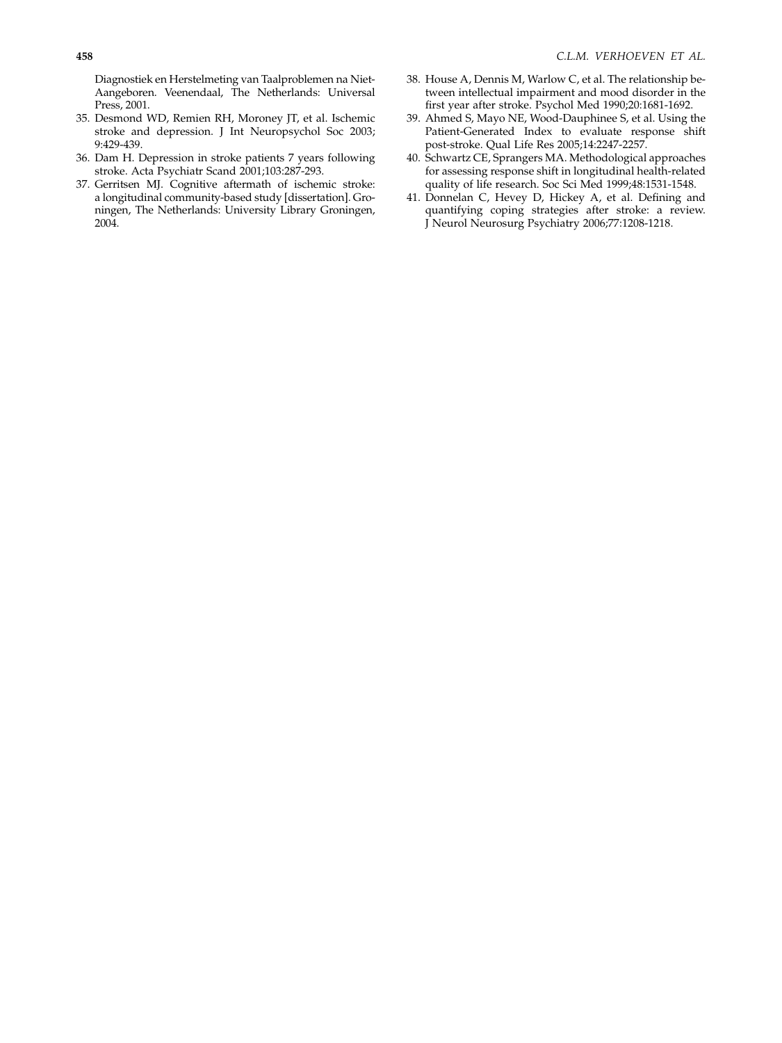Diagnostiek en Herstelmeting van Taalproblemen na Niet-Aangeboren. Veenendaal, The Netherlands: Universal Press, 2001.

35. Desmond WD, Remien RH, Moroney JT, et al. Ischemic stroke and depression. J Int Neuropsychol Soc 2003; 9:429-439.
36. Dam H. Depression in stroke patients 7 years following stroke. Acta Psychiatr Scand 2001;103:287-293.
37. Gerritsen MJ. Cognitive aftermath of ischemic stroke: a longitudinal community-based study [dissertation]. Groningen, The Netherlands: University Library Groningen, 2004.
38. House A, Dennis M, Warlow C, et al. The relationship between intellectual impairment and mood disorder in the first year after stroke. Psychol Med 1990;20:1681-1692.
39. Ahmed S, Mayo NE, Wood-Dauphinee S, et al. Using the Patient-Generated Index to evaluate response shift post-stroke. Qual Life Res 2005;14:2247-2257.
40. Schwartz CE, Sprangers MA. Methodological approaches for assessing response shift in longitudinal health-related quality of life research. Soc Sci Med 1999;48:1531-1548.
41. Donnelan C, Hevey D, Hickey A, et al. Defining and quantifying coping strategies after stroke: a review. J Neurol Neurosurg Psychiatry 2006;77:1208-1218.